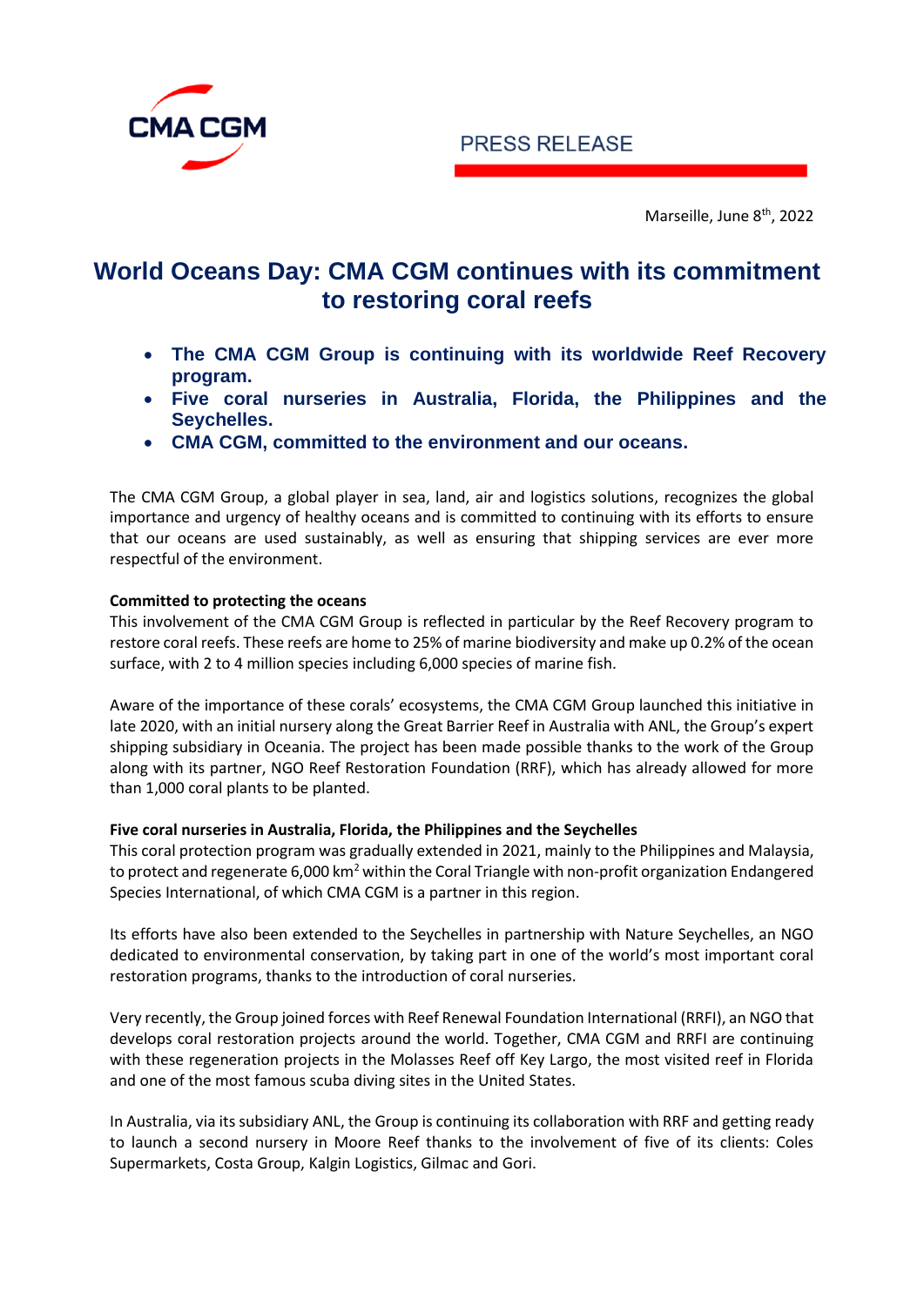PRESS RELEASE

Marseille, June 8th, 2022

# World Oceans Day: CMA CGM continues with its commitment to restoring coral reefs

- **The CMA CGM Group is continuing with its worldwide Reef Recovery program.**
- **Five coral nurseries in Australia, Florida, the Philippines and the Seychelles.**
- **CMA CGM, committed to the environment and our oceans.**

The CMA CGM Group, a global player in sea, land, air and logistics solutions, recognizes the global importance and urgency of healthy oceans and is committed to continuing with its efforts to ensure that our oceans are used sustainably, as well as ensuring that shipping services are ever more respectful of the environment.

**Committed to protecting the oceans**

This involvement of the CMA CGM Group is reflected in particular by the Reef Recovery program to restore coral reefs. These reefs are home to 25% of marine biodiversity and make up 0.2% of the ocean surface, with 2 to 4 million species including 6,000 species of marine fish.

Aware of the importance of these corals' ecosystems, the CMA CGM Group launched this initiative in late 2020, with an initial nursery along the Great Barrier Reef in Australia with ANL, the Group's expert shipping subsidiary in Oceania. The project has been made possible thanks to the work of the Group along with its partner, NGO Reef Restoration Foundation (RRF), which has already allowed for more than 1,000 coral plants to be planted.

**Five coral nurseries in Australia, Florida, the Philippines and the Seychelles**

This coral protection program was gradually extended in 2021, mainly to the Philippines and Malaysia, to protect and regenerate 6,000 $km^2$ within the Coral Triangle with non-profit organization Endangered Species International, of which CMA CGM is a partner in this region.

Its efforts have also been extended to the Seychelles in partnership with Nature Seychelles, an NGO dedicated to environmental conservation, by taking part in one of the world's most important coral restoration programs, thanks to the introduction of coral nurseries.

Very recently, the Group joined forces with Reef Renewal Foundation International (RRFI), an NGO that develops coral restoration projects around the world. Together, CMA CGM and RRFI are continuing with these regeneration projects in the Molasses Reef off Key Largo, the most visited reef in Florida and one of the most famous scuba diving sites in the United States.

In Australia, via its subsidiary ANL, the Group is continuing its collaboration with RRF and getting ready to launch a second nursery in Moore Reef thanks to the involvement of five of its clients: Coles Supermarkets, Costa Group, Kalgin Logistics, Gilmac and Gori.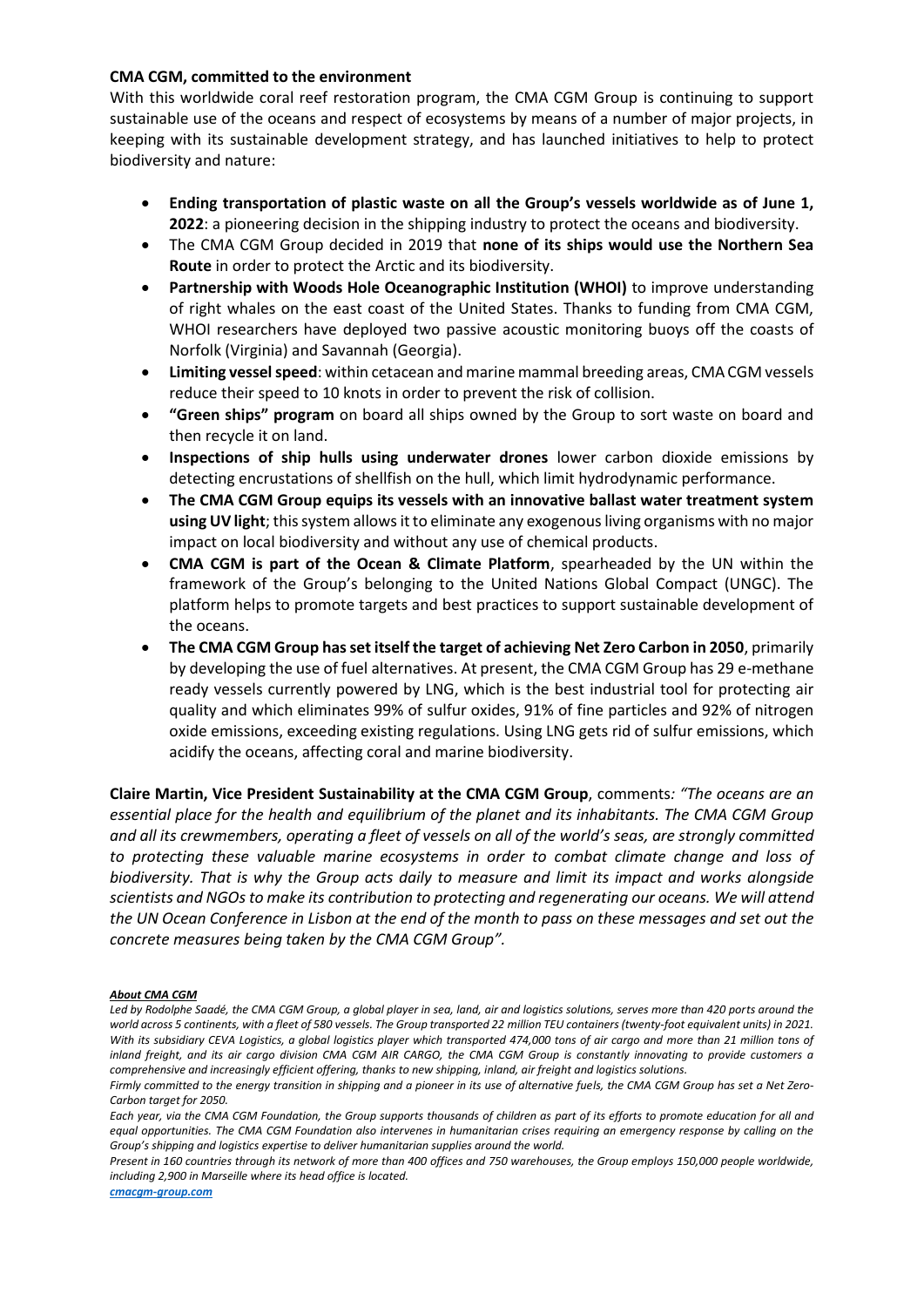**CMA CGM, committed to the environment**

With this worldwide coral reef restoration program, the CMA CGM Group is continuing to support sustainable use of the oceans and respect of ecosystems by means of a number of major projects, in keeping with its sustainable development strategy, and has launched initiatives to help to protect biodiversity and nature:

- **Ending transportation of plastic waste on all the Group's vessels worldwide as of June 1, 2022**: a pioneering decision in the shipping industry to protect the oceans and biodiversity.
- The CMA CGM Group decided in 2019 that **none of its ships would use the Northern Sea Route** in order to protect the Arctic and its biodiversity.
- **Partnership with Woods Hole Oceanographic Institution (WHOI)** to improve understanding of right whales on the east coast of the United States. Thanks to funding from CMA CGM, WHOI researchers have deployed two passive acoustic monitoring buoys off the coasts of Norfolk (Virginia) and Savannah (Georgia).
- **Limiting vessel speed**: within cetacean and marine mammal breeding areas, CMA CGM vessels reduce their speed to 10 knots in order to prevent the risk of collision.
- **"Green ships" program** on board all ships owned by the Group to sort waste on board and then recycle it on land.
- **Inspections of ship hulls using underwater drones** lower carbon dioxide emissions by detecting encrustations of shellfish on the hull, which limit hydrodynamic performance.
- **The CMA CGM Group equips its vessels with an innovative ballast water treatment system using UV light**; this system allows it to eliminate any exogenous living organisms with no major impact on local biodiversity and without any use of chemical products.
- **CMA CGM is part of the Ocean & Climate Platform**, spearheaded by the UN within the framework of the Group's belonging to the United Nations Global Compact (UNGC). The platform helps to promote targets and best practices to support sustainable development of the oceans.
- **The CMA CGM Group has set itself the target of achieving Net Zero Carbon in 2050**, primarily by developing the use of fuel alternatives. At present, the CMA CGM Group has 29 e-methane ready vessels currently powered by LNG, which is the best industrial tool for protecting air quality and which eliminates 99% of sulfur oxides, 91% of fine particles and 92% of nitrogen oxide emissions, exceeding existing regulations. Using LNG gets rid of sulfur emissions, which acidify the oceans, affecting coral and marine biodiversity.

**Claire Martin, Vice President Sustainability at the CMA CGM Group**, comments*: "The oceans are an essential place for the health and equilibrium of the planet and its inhabitants. The CMA CGM Group and all its crewmembers, operating a fleet of vessels on all of the world's seas, are strongly committed to protecting these valuable marine ecosystems in order to combat climate change and loss of biodiversity. That is why the Group acts daily to measure and limit its impact and works alongside scientists and NGOs to make its contribution to protecting and regenerating our oceans. We will attend the UN Ocean Conference in Lisbon at the end of the month to pass on these messages and set out the concrete measures being taken by the CMA CGM Group".*

***About CMA CGM***

*Led by Rodolphe Saadé, the CMA CGM Group, a global player in sea, land, air and logistics solutions, serves more than 420 ports around the world across 5 continents, with a fleet of 580 vessels. The Group transported 22 million TEU containers (twenty-foot equivalent units) in 2021. With its subsidiary CEVA Logistics, a global logistics player which transported 474,000 tons of air cargo and more than 21 million tons of inland freight, and its air cargo division CMA CGM AIR CARGO, the CMA CGM Group is constantly innovating to provide customers a comprehensive and increasingly efficient offering, thanks to new shipping, inland, air freight and logistics solutions.*

*Firmly committed to the energy transition in shipping and a pioneer in its use of alternative fuels, the CMA CGM Group has set a Net Zero-Carbon target for 2050.*

*Each year, via the CMA CGM Foundation, the Group supports thousands of children as part of its efforts to promote education for all and equal opportunities. The CMA CGM Foundation also intervenes in humanitarian crises requiring an emergency response by calling on the Group's shipping and logistics expertise to deliver humanitarian supplies around the world.*

*Present in 160 countries through its network of more than 400 offices and 750 warehouses, the Group employs 150,000 people worldwide, including 2,900 in Marseille where its head office is located.*

*cmacgm-group.com*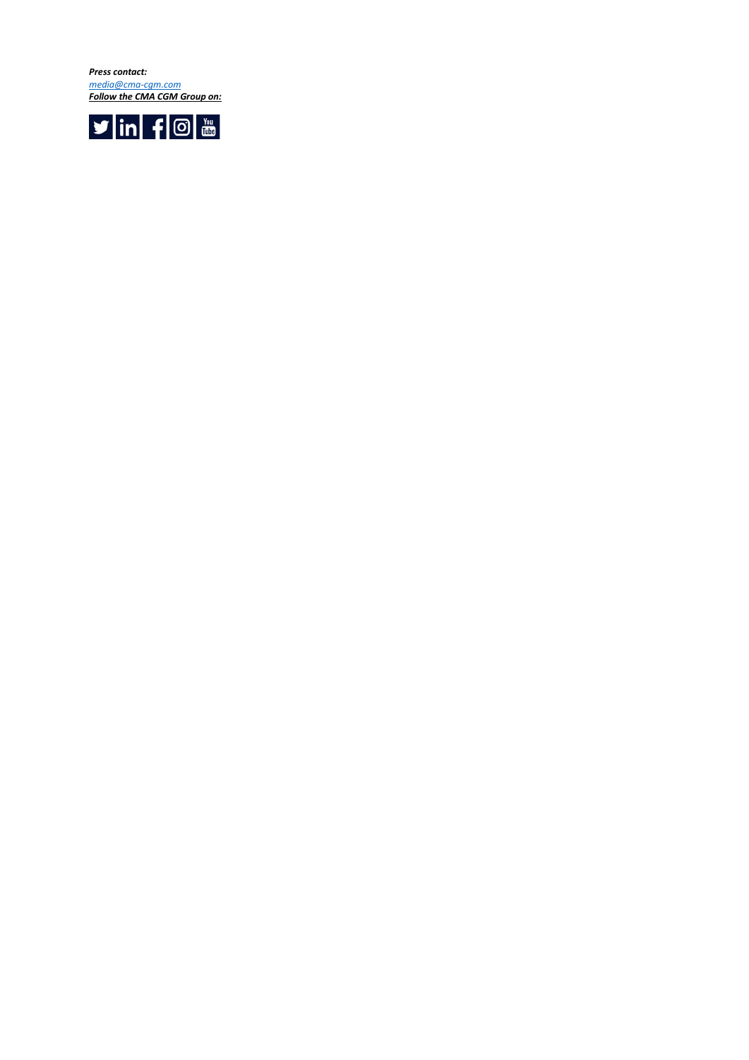***Press contact:***
*media@cma-cgm.com*
***Follow the CMA CGM Group on:***